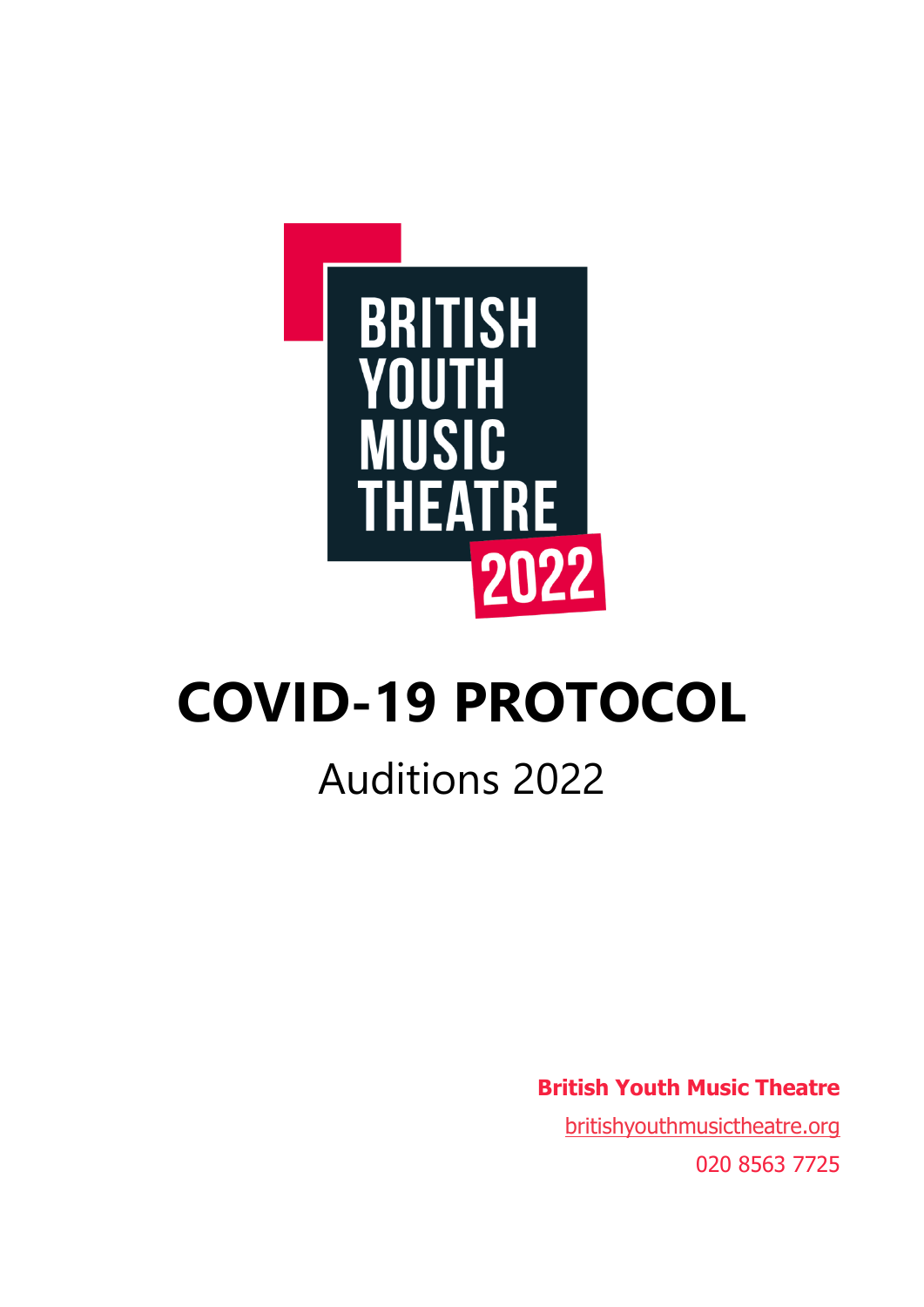BRITISH YOUTH MUSIC THEATRE 2022

# COVID-19 PROTOCOL

## Auditions 2022

**British Youth Music Theatre**

britishyouthmusictheatre.org

020 8563 7725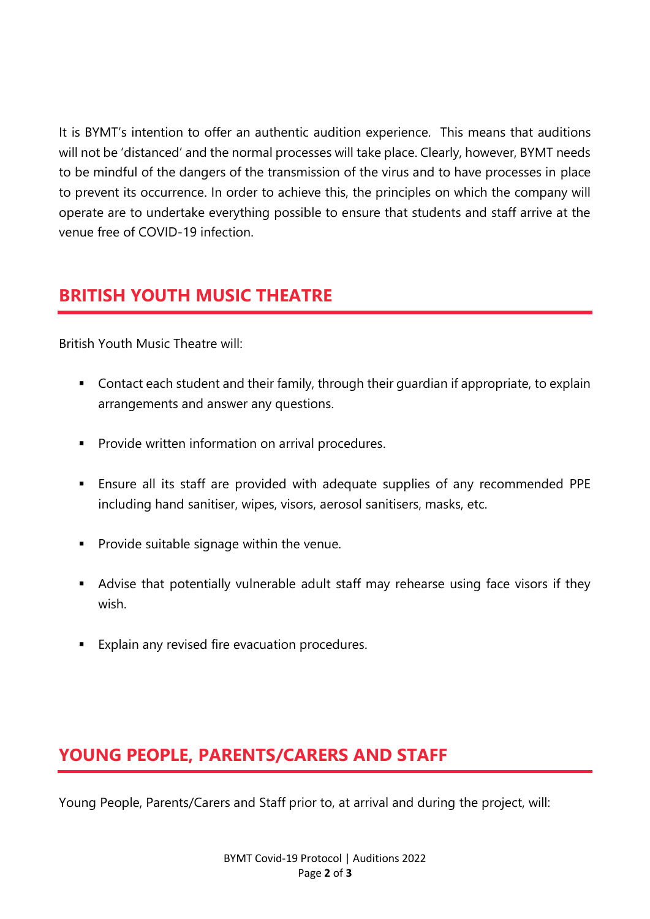It is BYMT's intention to offer an authentic audition experience. This means that auditions will not be 'distanced' and the normal processes will take place. Clearly, however, BYMT needs to be mindful of the dangers of the transmission of the virus and to have processes in place to prevent its occurrence. In order to achieve this, the principles on which the company will operate are to undertake everything possible to ensure that students and staff arrive at the venue free of COVID-19 infection.

## BRITISH YOUTH MUSIC THEATRE

British Youth Music Theatre will:

- Contact each student and their family, through their guardian if appropriate, to explain arrangements and answer any questions.
- Provide written information on arrival procedures.
- Ensure all its staff are provided with adequate supplies of any recommended PPE including hand sanitiser, wipes, visors, aerosol sanitisers, masks, etc.
- Provide suitable signage within the venue.
- Advise that potentially vulnerable adult staff may rehearse using face visors if they wish.
- Explain any revised fire evacuation procedures.

## YOUNG PEOPLE, PARENTS/CARERS AND STAFF

Young People, Parents/Carers and Staff prior to, at arrival and during the project, will: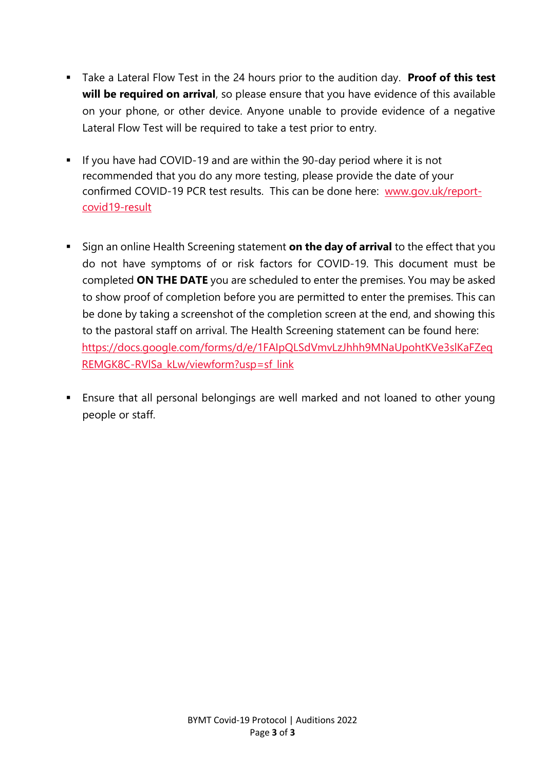- Take a Lateral Flow Test in the 24 hours prior to the audition day. **Proof of this test will be required on arrival**, so please ensure that you have evidence of this available on your phone, or other device. Anyone unable to provide evidence of a negative Lateral Flow Test will be required to take a test prior to entry.

- If you have had COVID-19 and are within the 90-day period where it is not recommended that you do any more testing, please provide the date of your confirmed COVID-19 PCR test results. This can be done here: [www.gov.uk/report-covid19-result](www.gov.uk/report-covid19-result)

- Sign an online Health Screening statement **on the day of arrival** to the effect that you do not have symptoms of or risk factors for COVID-19. This document must be completed **ON THE DATE** you are scheduled to enter the premises. You may be asked to show proof of completion before you are permitted to enter the premises. This can be done by taking a screenshot of the completion screen at the end, and showing this to the pastoral staff on arrival. The Health Screening statement can be found here: [https://docs.google.com/forms/d/e/1FAIpQLSdVmvLzJhhh9MNaUpohtKVe3slKaFZeqREMGK8C-RVlSa_kLw/viewform?usp=sf_link](https://docs.google.com/forms/d/e/1FAIpQLSdVmvLzJhhh9MNaUpohtKVe3slKaFZeqREMGK8C-RVlSa_kLw/viewform?usp=sf_link)

- Ensure that all personal belongings are well marked and not loaned to other young people or staff.